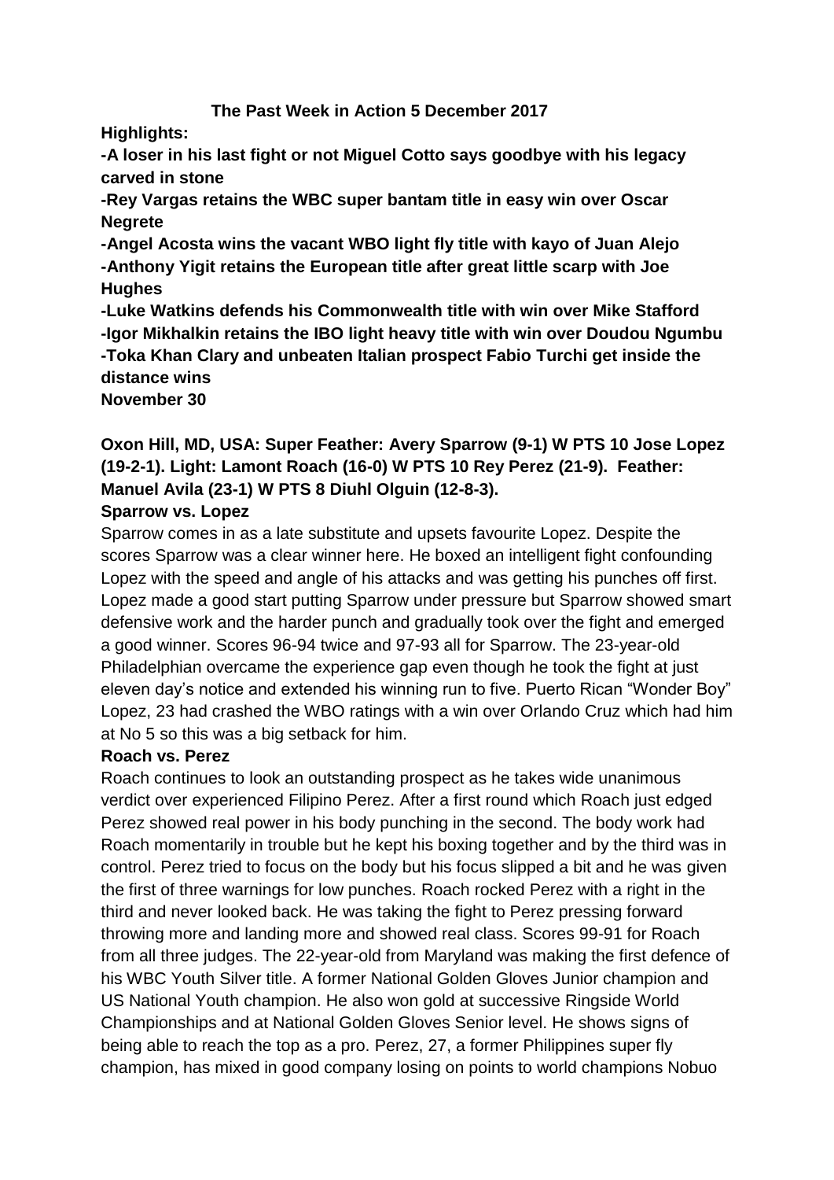# The Past Week in Action 5 December 2017

**Highlights:**

**-A loser in his last fight or not Miguel Cotto says goodbye with his legacy carved in stone**
**-Rey Vargas retains the WBC super bantam title in easy win over Oscar Negrete**
**-Angel Acosta wins the vacant WBO light fly title with kayo of Juan Alejo**
**-Anthony Yigit retains the European title after great little scarp with Joe Hughes**
**-Luke Watkins defends his Commonwealth title with win over Mike Stafford**
**-Igor Mikhalkin retains the IBO light heavy title with win over Doudou Ngumbu**
**-Toka Khan Clary and unbeaten Italian prospect Fabio Turchi get inside the distance wins**

**November 30**

**Oxon Hill, MD, USA: Super Feather: Avery Sparrow (9-1) W PTS 10 Jose Lopez (19-2-1). Light: Lamont Roach (16-0) W PTS 10 Rey Perez (21-9). Feather: Manuel Avila (23-1) W PTS 8 Diuhl Olguin (12-8-3).**

**Sparrow vs. Lopez**

Sparrow comes in as a late substitute and upsets favourite Lopez. Despite the scores Sparrow was a clear winner here. He boxed an intelligent fight confounding Lopez with the speed and angle of his attacks and was getting his punches off first. Lopez made a good start putting Sparrow under pressure but Sparrow showed smart defensive work and the harder punch and gradually took over the fight and emerged a good winner. Scores 96-94 twice and 97-93 all for Sparrow. The 23-year-old Philadelphian overcame the experience gap even though he took the fight at just eleven day's notice and extended his winning run to five. Puerto Rican "Wonder Boy" Lopez, 23 had crashed the WBO ratings with a win over Orlando Cruz which had him at No 5 so this was a big setback for him.

**Roach vs. Perez**

Roach continues to look an outstanding prospect as he takes wide unanimous verdict over experienced Filipino Perez. After a first round which Roach just edged Perez showed real power in his body punching in the second. The body work had Roach momentarily in trouble but he kept his boxing together and by the third was in control. Perez tried to focus on the body but his focus slipped a bit and he was given the first of three warnings for low punches. Roach rocked Perez with a right in the third and never looked back. He was taking the fight to Perez pressing forward throwing more and landing more and showed real class. Scores 99-91 for Roach from all three judges. The 22-year-old from Maryland was making the first defence of his WBC Youth Silver title. A former National Golden Gloves Junior champion and US National Youth champion. He also won gold at successive Ringside World Championships and at National Golden Gloves Senior level. He shows signs of being able to reach the top as a pro. Perez, 27, a former Philippines super fly champion, has mixed in good company losing on points to world champions Nobuo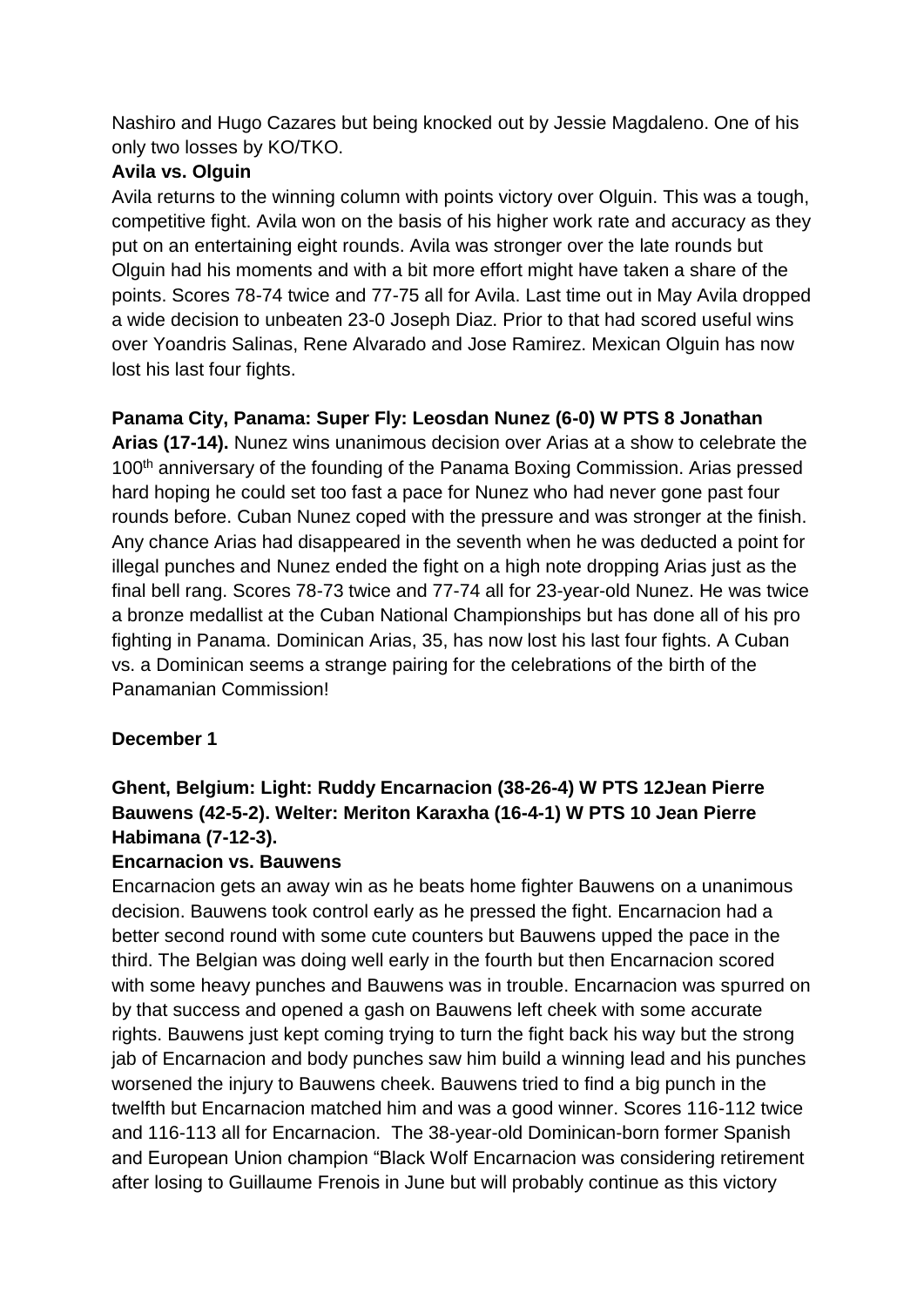Nashiro and Hugo Cazares but being knocked out by Jessie Magdaleno. One of his only two losses by KO/TKO.

**Avila vs. Olguin**

Avila returns to the winning column with points victory over Olguin. This was a tough, competitive fight. Avila won on the basis of his higher work rate and accuracy as they put on an entertaining eight rounds. Avila was stronger over the late rounds but Olguin had his moments and with a bit more effort might have taken a share of the points. Scores 78-74 twice and 77-75 all for Avila. Last time out in May Avila dropped a wide decision to unbeaten 23-0 Joseph Diaz. Prior to that had scored useful wins over Yoandris Salinas, Rene Alvarado and Jose Ramirez. Mexican Olguin has now lost his last four fights.

**Panama City, Panama: Super Fly: Leosdan Nunez (6-0) W PTS 8 Jonathan Arias (17-14).** Nunez wins unanimous decision over Arias at a show to celebrate the 100th anniversary of the founding of the Panama Boxing Commission. Arias pressed hard hoping he could set too fast a pace for Nunez who had never gone past four rounds before. Cuban Nunez coped with the pressure and was stronger at the finish. Any chance Arias had disappeared in the seventh when he was deducted a point for illegal punches and Nunez ended the fight on a high note dropping Arias just as the final bell rang. Scores 78-73 twice and 77-74 all for 23-year-old Nunez. He was twice a bronze medallist at the Cuban National Championships but has done all of his pro fighting in Panama. Dominican Arias, 35, has now lost his last four fights. A Cuban vs. a Dominican seems a strange pairing for the celebrations of the birth of the Panamanian Commission!

**December 1**

**Ghent, Belgium: Light: Ruddy Encarnacion (38-26-4) W PTS 12Jean Pierre Bauwens (42-5-2). Welter: Meriton Karaxha (16-4-1) W PTS 10 Jean Pierre Habimana (7-12-3).**

**Encarnacion vs. Bauwens**

Encarnacion gets an away win as he beats home fighter Bauwens on a unanimous decision. Bauwens took control early as he pressed the fight. Encarnacion had a better second round with some cute counters but Bauwens upped the pace in the third. The Belgian was doing well early in the fourth but then Encarnacion scored with some heavy punches and Bauwens was in trouble. Encarnacion was spurred on by that success and opened a gash on Bauwens left cheek with some accurate rights. Bauwens just kept coming trying to turn the fight back his way but the strong jab of Encarnacion and body punches saw him build a winning lead and his punches worsened the injury to Bauwens cheek. Bauwens tried to find a big punch in the twelfth but Encarnacion matched him and was a good winner. Scores 116-112 twice and 116-113 all for Encarnacion. The 38-year-old Dominican-born former Spanish and European Union champion "Black Wolf Encarnacion was considering retirement after losing to Guillaume Frenois in June but will probably continue as this victory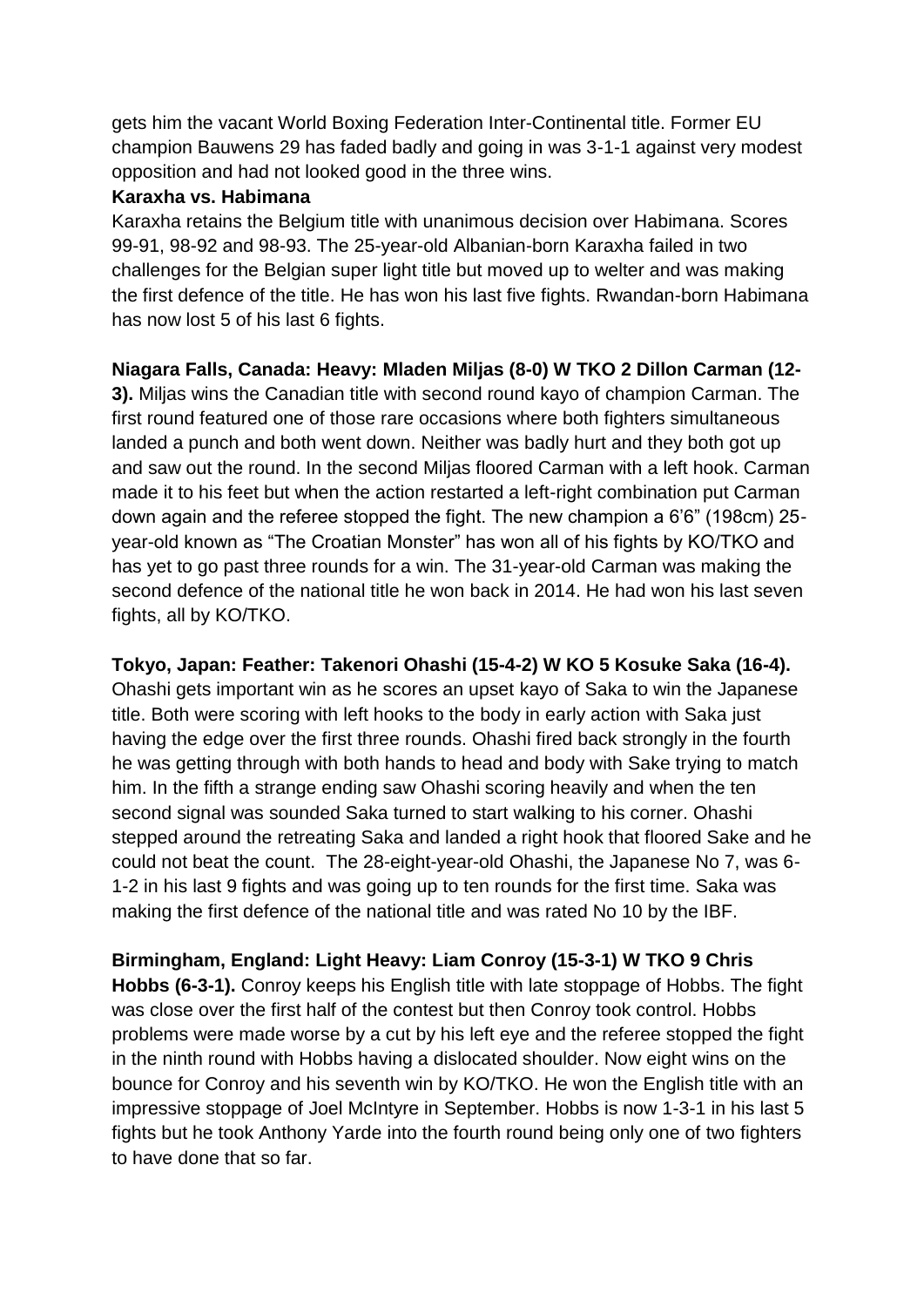gets him the vacant World Boxing Federation Inter-Continental title. Former EU champion Bauwens 29 has faded badly and going in was 3-1-1 against very modest opposition and had not looked good in the three wins.

**Karaxha vs. Habimana**

Karaxha retains the Belgium title with unanimous decision over Habimana. Scores 99-91, 98-92 and 98-93. The 25-year-old Albanian-born Karaxha failed in two challenges for the Belgian super light title but moved up to welter and was making the first defence of the title. He has won his last five fights. Rwandan-born Habimana has now lost 5 of his last 6 fights.

**Niagara Falls, Canada: Heavy: Mladen Miljas (8-0) W TKO 2 Dillon Carman (12-3).** Miljas wins the Canadian title with second round kayo of champion Carman. The first round featured one of those rare occasions where both fighters simultaneous landed a punch and both went down. Neither was badly hurt and they both got up and saw out the round. In the second Miljas floored Carman with a left hook. Carman made it to his feet but when the action restarted a left-right combination put Carman down again and the referee stopped the fight. The new champion a 6'6" (198cm) 25-year-old known as "The Croatian Monster" has won all of his fights by KO/TKO and has yet to go past three rounds for a win. The 31-year-old Carman was making the second defence of the national title he won back in 2014. He had won his last seven fights, all by KO/TKO.

**Tokyo, Japan: Feather: Takenori Ohashi (15-4-2) W KO 5 Kosuke Saka (16-4).** Ohashi gets important win as he scores an upset kayo of Saka to win the Japanese title. Both were scoring with left hooks to the body in early action with Saka just having the edge over the first three rounds. Ohashi fired back strongly in the fourth he was getting through with both hands to head and body with Sake trying to match him. In the fifth a strange ending saw Ohashi scoring heavily and when the ten second signal was sounded Saka turned to start walking to his corner. Ohashi stepped around the retreating Saka and landed a right hook that floored Sake and he could not beat the count. The 28-eight-year-old Ohashi, the Japanese No 7, was 6-1-2 in his last 9 fights and was going up to ten rounds for the first time. Saka was making the first defence of the national title and was rated No 10 by the IBF.

**Birmingham, England: Light Heavy: Liam Conroy (15-3-1) W TKO 9 Chris Hobbs (6-3-1).** Conroy keeps his English title with late stoppage of Hobbs. The fight was close over the first half of the contest but then Conroy took control. Hobbs problems were made worse by a cut by his left eye and the referee stopped the fight in the ninth round with Hobbs having a dislocated shoulder. Now eight wins on the bounce for Conroy and his seventh win by KO/TKO. He won the English title with an impressive stoppage of Joel McIntyre in September. Hobbs is now 1-3-1 in his last 5 fights but he took Anthony Yarde into the fourth round being only one of two fighters to have done that so far.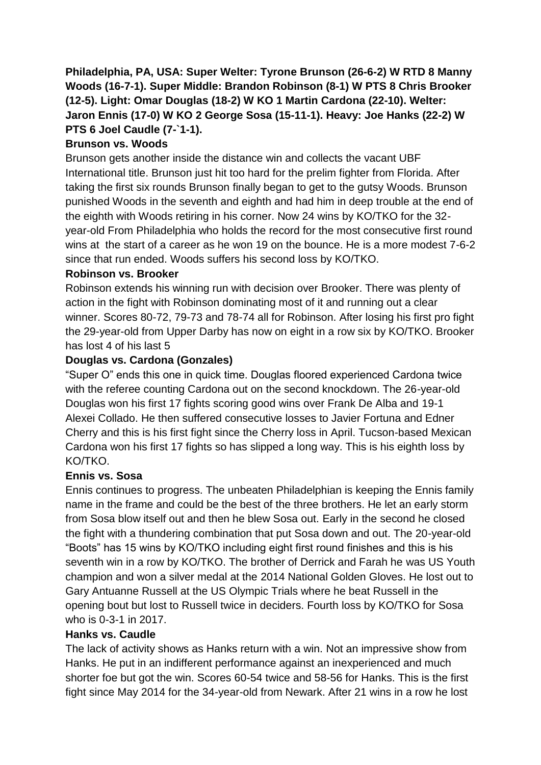**Philadelphia, PA, USA: Super Welter: Tyrone Brunson (26-6-2) W RTD 8 Manny Woods (16-7-1). Super Middle: Brandon Robinson (8-1) W PTS 8 Chris Brooker (12-5). Light: Omar Douglas (18-2) W KO 1 Martin Cardona (22-10). Welter: Jaron Ennis (17-0) W KO 2 George Sosa (15-11-1). Heavy: Joe Hanks (22-2) W PTS 6 Joel Caudle (7-`1-1).**

**Brunson vs. Woods**

Brunson gets another inside the distance win and collects the vacant UBF International title. Brunson just hit too hard for the prelim fighter from Florida. After taking the first six rounds Brunson finally began to get to the gutsy Woods. Brunson punished Woods in the seventh and eighth and had him in deep trouble at the end of the eighth with Woods retiring in his corner. Now 24 wins by KO/TKO for the 32-year-old From Philadelphia who holds the record for the most consecutive first round wins at the start of a career as he won 19 on the bounce. He is a more modest 7-6-2 since that run ended. Woods suffers his second loss by KO/TKO.

**Robinson vs. Brooker**

Robinson extends his winning run with decision over Brooker. There was plenty of action in the fight with Robinson dominating most of it and running out a clear winner. Scores 80-72, 79-73 and 78-74 all for Robinson. After losing his first pro fight the 29-year-old from Upper Darby has now on eight in a row six by KO/TKO. Brooker has lost 4 of his last 5

**Douglas vs. Cardona (Gonzales)**

"Super O" ends this one in quick time. Douglas floored experienced Cardona twice with the referee counting Cardona out on the second knockdown. The 26-year-old Douglas won his first 17 fights scoring good wins over Frank De Alba and 19-1 Alexei Collado. He then suffered consecutive losses to Javier Fortuna and Edner Cherry and this is his first fight since the Cherry loss in April. Tucson-based Mexican Cardona won his first 17 fights so has slipped a long way. This is his eighth loss by KO/TKO.

**Ennis vs. Sosa**

Ennis continues to progress. The unbeaten Philadelphian is keeping the Ennis family name in the frame and could be the best of the three brothers. He let an early storm from Sosa blow itself out and then he blew Sosa out. Early in the second he closed the fight with a thundering combination that put Sosa down and out. The 20-year-old "Boots" has 15 wins by KO/TKO including eight first round finishes and this is his seventh win in a row by KO/TKO. The brother of Derrick and Farah he was US Youth champion and won a silver medal at the 2014 National Golden Gloves. He lost out to Gary Antuanne Russell at the US Olympic Trials where he beat Russell in the opening bout but lost to Russell twice in deciders. Fourth loss by KO/TKO for Sosa who is 0-3-1 in 2017.

**Hanks vs. Caudle**

The lack of activity shows as Hanks return with a win. Not an impressive show from Hanks. He put in an indifferent performance against an inexperienced and much shorter foe but got the win. Scores 60-54 twice and 58-56 for Hanks. This is the first fight since May 2014 for the 34-year-old from Newark. After 21 wins in a row he lost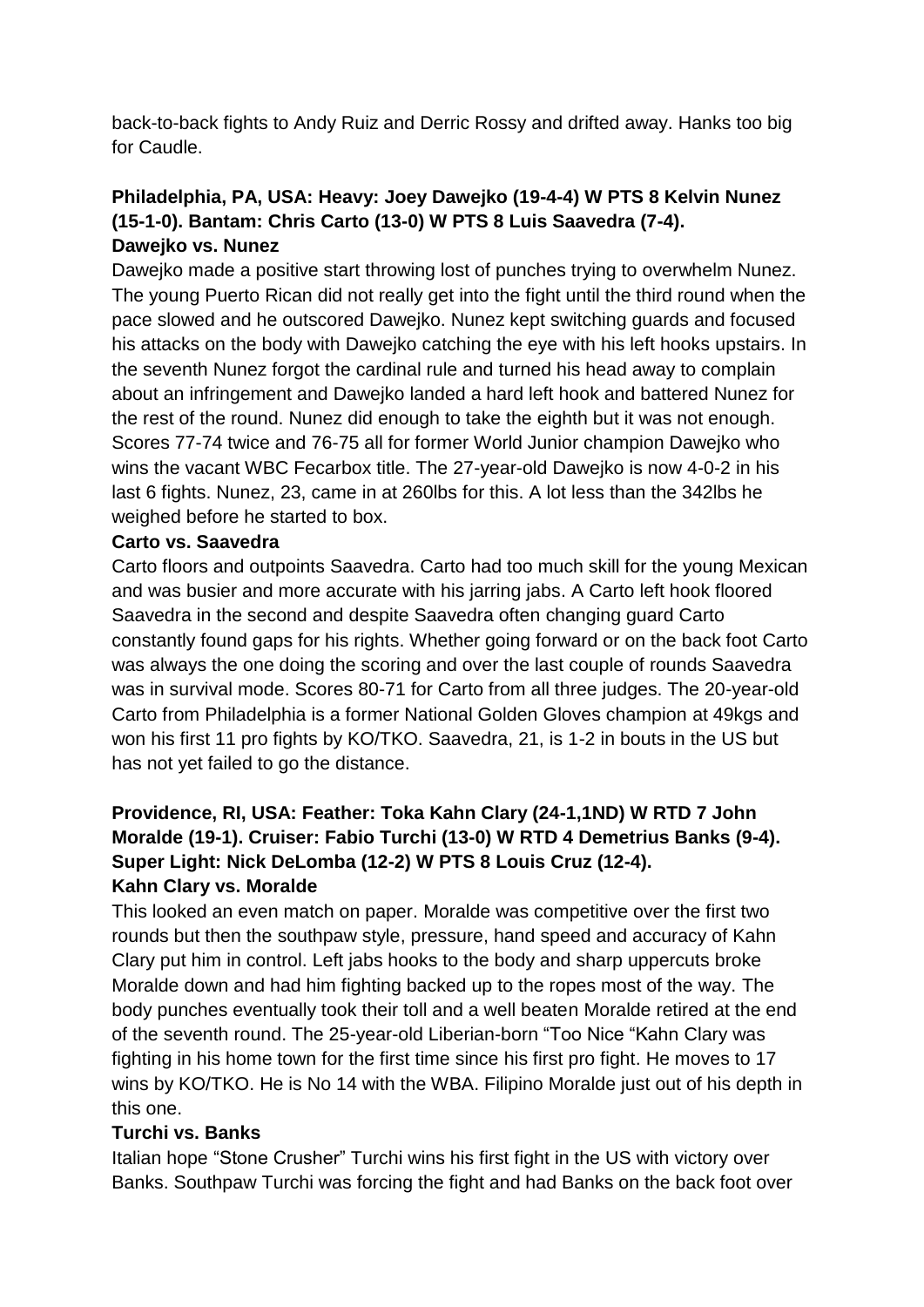back-to-back fights to Andy Ruiz and Derric Rossy and drifted away. Hanks too big for Caudle.

**Philadelphia, PA, USA: Heavy: Joey Dawejko (19-4-4) W PTS 8 Kelvin Nunez (15-1-0). Bantam: Chris Carto (13-0) W PTS 8 Luis Saavedra (7-4).**

**Dawejko vs. Nunez**

Dawejko made a positive start throwing lost of punches trying to overwhelm Nunez. The young Puerto Rican did not really get into the fight until the third round when the pace slowed and he outscored Dawejko. Nunez kept switching guards and focused his attacks on the body with Dawejko catching the eye with his left hooks upstairs. In the seventh Nunez forgot the cardinal rule and turned his head away to complain about an infringement and Dawejko landed a hard left hook and battered Nunez for the rest of the round. Nunez did enough to take the eighth but it was not enough. Scores 77-74 twice and 76-75 all for former World Junior champion Dawejko who wins the vacant WBC Fecarbox title. The 27-year-old Dawejko is now 4-0-2 in his last 6 fights. Nunez, 23, came in at 260lbs for this. A lot less than the 342lbs he weighed before he started to box.

**Carto vs. Saavedra**

Carto floors and outpoints Saavedra. Carto had too much skill for the young Mexican and was busier and more accurate with his jarring jabs. A Carto left hook floored Saavedra in the second and despite Saavedra often changing guard Carto constantly found gaps for his rights. Whether going forward or on the back foot Carto was always the one doing the scoring and over the last couple of rounds Saavedra was in survival mode. Scores 80-71 for Carto from all three judges. The 20-year-old Carto from Philadelphia is a former National Golden Gloves champion at 49kgs and won his first 11 pro fights by KO/TKO. Saavedra, 21, is 1-2 in bouts in the US but has not yet failed to go the distance.

**Providence, RI, USA: Feather: Toka Kahn Clary (24-1,1ND) W RTD 7 John Moralde (19-1). Cruiser: Fabio Turchi (13-0) W RTD 4 Demetrius Banks (9-4). Super Light: Nick DeLomba (12-2) W PTS 8 Louis Cruz (12-4).**

**Kahn Clary vs. Moralde**

This looked an even match on paper. Moralde was competitive over the first two rounds but then the southpaw style, pressure, hand speed and accuracy of Kahn Clary put him in control. Left jabs hooks to the body and sharp uppercuts broke Moralde down and had him fighting backed up to the ropes most of the way. The body punches eventually took their toll and a well beaten Moralde retired at the end of the seventh round. The 25-year-old Liberian-born "Too Nice "Kahn Clary was fighting in his home town for the first time since his first pro fight. He moves to 17 wins by KO/TKO. He is No 14 with the WBA. Filipino Moralde just out of his depth in this one.

**Turchi vs. Banks**

Italian hope "Stone Crusher" Turchi wins his first fight in the US with victory over Banks. Southpaw Turchi was forcing the fight and had Banks on the back foot over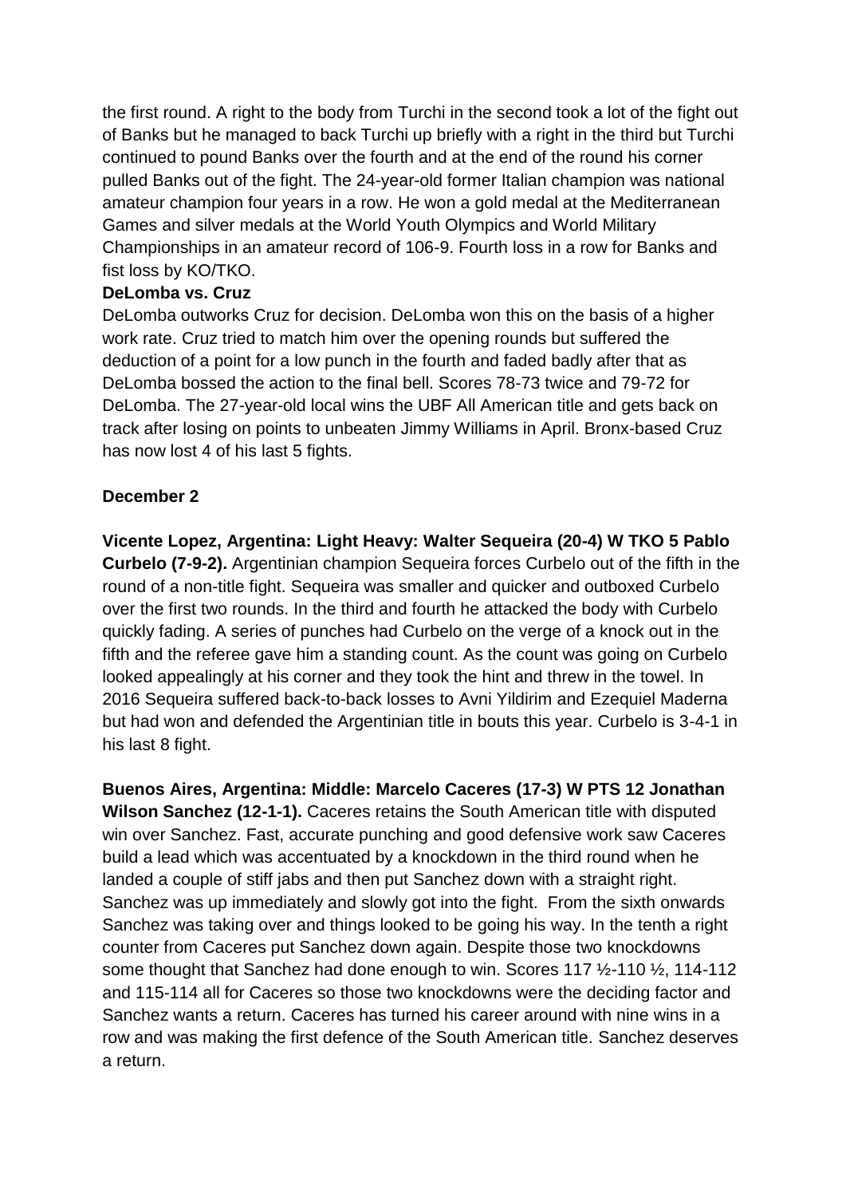the first round. A right to the body from Turchi in the second took a lot of the fight out of Banks but he managed to back Turchi up briefly with a right in the third but Turchi continued to pound Banks over the fourth and at the end of the round his corner pulled Banks out of the fight. The 24-year-old former Italian champion was national amateur champion four years in a row. He won a gold medal at the Mediterranean Games and silver medals at the World Youth Olympics and World Military Championships in an amateur record of 106-9. Fourth loss in a row for Banks and fist loss by KO/TKO.

**DeLomba vs. Cruz**

DeLomba outworks Cruz for decision. DeLomba won this on the basis of a higher work rate. Cruz tried to match him over the opening rounds but suffered the deduction of a point for a low punch in the fourth and faded badly after that as DeLomba bossed the action to the final bell. Scores 78-73 twice and 79-72 for DeLomba. The 27-year-old local wins the UBF All American title and gets back on track after losing on points to unbeaten Jimmy Williams in April. Bronx-based Cruz has now lost 4 of his last 5 fights.

**December 2**

**Vicente Lopez, Argentina: Light Heavy: Walter Sequeira (20-4) W TKO 5 Pablo Curbelo (7-9-2).** Argentinian champion Sequeira forces Curbelo out of the fifth in the round of a non-title fight. Sequeira was smaller and quicker and outboxed Curbelo over the first two rounds. In the third and fourth he attacked the body with Curbelo quickly fading. A series of punches had Curbelo on the verge of a knock out in the fifth and the referee gave him a standing count. As the count was going on Curbelo looked appealingly at his corner and they took the hint and threw in the towel. In 2016 Sequeira suffered back-to-back losses to Avni Yildirim and Ezequiel Maderna but had won and defended the Argentinian title in bouts this year. Curbelo is 3-4-1 in his last 8 fight.

**Buenos Aires, Argentina: Middle: Marcelo Caceres (17-3) W PTS 12 Jonathan Wilson Sanchez (12-1-1).** Caceres retains the South American title with disputed win over Sanchez. Fast, accurate punching and good defensive work saw Caceres build a lead which was accentuated by a knockdown in the third round when he landed a couple of stiff jabs and then put Sanchez down with a straight right. Sanchez was up immediately and slowly got into the fight. From the sixth onwards Sanchez was taking over and things looked to be going his way. In the tenth a right counter from Caceres put Sanchez down again. Despite those two knockdowns some thought that Sanchez had done enough to win. Scores 117 ½-110 ½, 114-112 and 115-114 all for Caceres so those two knockdowns were the deciding factor and Sanchez wants a return. Caceres has turned his career around with nine wins in a row and was making the first defence of the South American title. Sanchez deserves a return.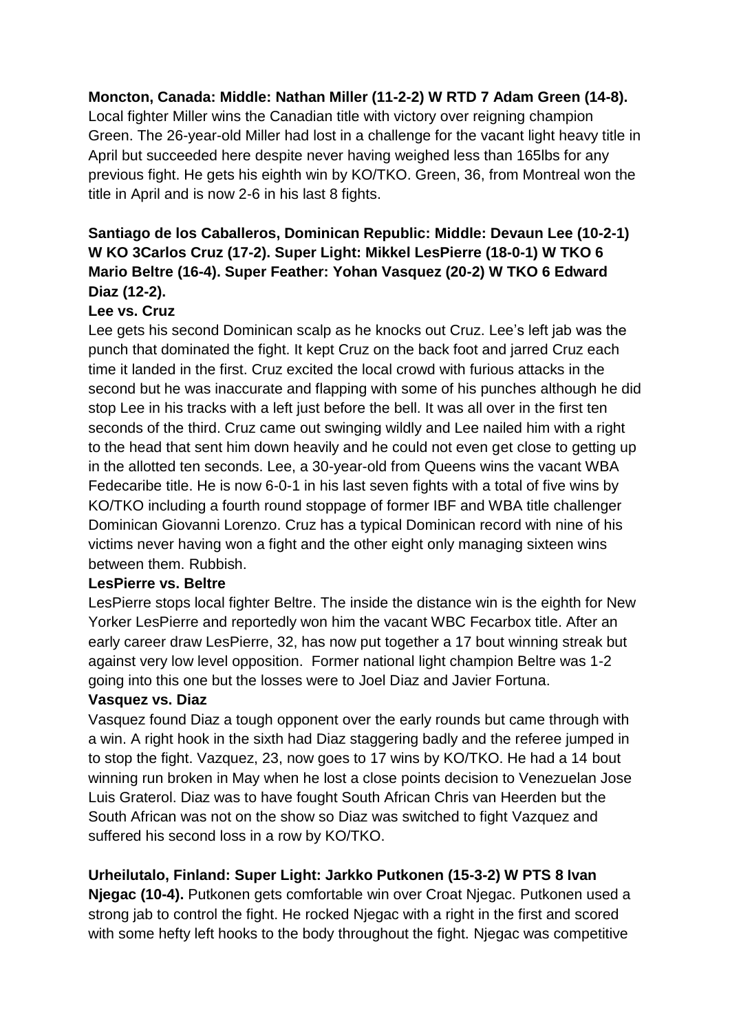**Moncton, Canada: Middle: Nathan Miller (11-2-2) W RTD 7 Adam Green (14-8).** Local fighter Miller wins the Canadian title with victory over reigning champion Green. The 26-year-old Miller had lost in a challenge for the vacant light heavy title in April but succeeded here despite never having weighed less than 165lbs for any previous fight. He gets his eighth win by KO/TKO. Green, 36, from Montreal won the title in April and is now 2-6 in his last 8 fights.

**Santiago de los Caballeros, Dominican Republic: Middle: Devaun Lee (10-2-1) W KO 3Carlos Cruz (17-2). Super Light: Mikkel LesPierre (18-0-1) W TKO 6 Mario Beltre (16-4). Super Feather: Yohan Vasquez (20-2) W TKO 6 Edward Diaz (12-2).**

**Lee vs. Cruz**

Lee gets his second Dominican scalp as he knocks out Cruz. Lee's left jab was the punch that dominated the fight. It kept Cruz on the back foot and jarred Cruz each time it landed in the first. Cruz excited the local crowd with furious attacks in the second but he was inaccurate and flapping with some of his punches although he did stop Lee in his tracks with a left just before the bell. It was all over in the first ten seconds of the third. Cruz came out swinging wildly and Lee nailed him with a right to the head that sent him down heavily and he could not even get close to getting up in the allotted ten seconds. Lee, a 30-year-old from Queens wins the vacant WBA Fedecaribe title. He is now 6-0-1 in his last seven fights with a total of five wins by KO/TKO including a fourth round stoppage of former IBF and WBA title challenger Dominican Giovanni Lorenzo. Cruz has a typical Dominican record with nine of his victims never having won a fight and the other eight only managing sixteen wins between them. Rubbish.

**LesPierre vs. Beltre**

LesPierre stops local fighter Beltre. The inside the distance win is the eighth for New Yorker LesPierre and reportedly won him the vacant WBC Fecarbox title. After an early career draw LesPierre, 32, has now put together a 17 bout winning streak but against very low level opposition. Former national light champion Beltre was 1-2 going into this one but the losses were to Joel Diaz and Javier Fortuna.

**Vasquez vs. Diaz**

Vasquez found Diaz a tough opponent over the early rounds but came through with a win. A right hook in the sixth had Diaz staggering badly and the referee jumped in to stop the fight. Vazquez, 23, now goes to 17 wins by KO/TKO. He had a 14 bout winning run broken in May when he lost a close points decision to Venezuelan Jose Luis Graterol. Diaz was to have fought South African Chris van Heerden but the South African was not on the show so Diaz was switched to fight Vazquez and suffered his second loss in a row by KO/TKO.

**Urheilutalo, Finland: Super Light: Jarkko Putkonen (15-3-2) W PTS 8 Ivan Njegac (10-4).** Putkonen gets comfortable win over Croat Njegac. Putkonen used a strong jab to control the fight. He rocked Njegac with a right in the first and scored with some hefty left hooks to the body throughout the fight. Njegac was competitive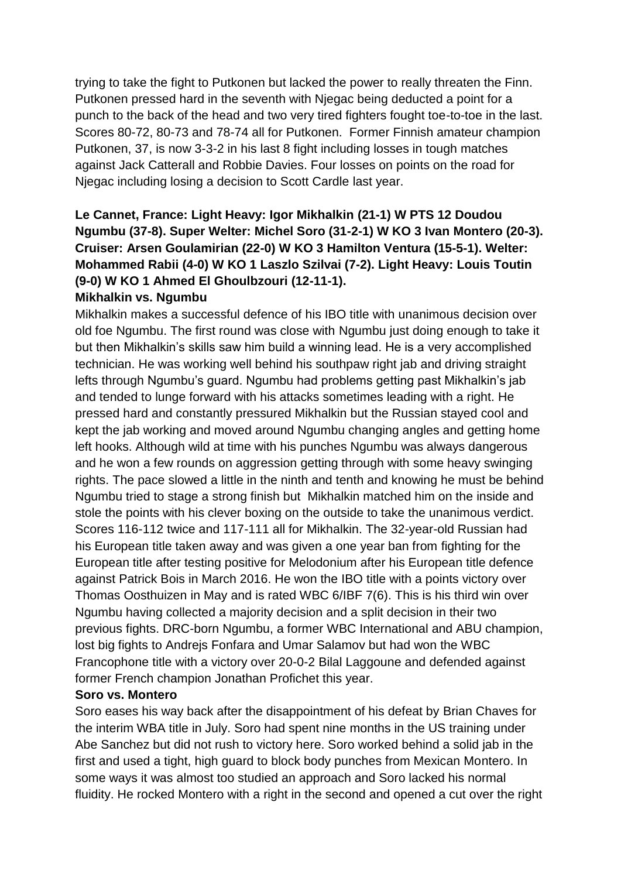trying to take the fight to Putkonen but lacked the power to really threaten the Finn. Putkonen pressed hard in the seventh with Njegac being deducted a point for a punch to the back of the head and two very tired fighters fought toe-to-toe in the last. Scores 80-72, 80-73 and 78-74 all for Putkonen. Former Finnish amateur champion Putkonen, 37, is now 3-3-2 in his last 8 fight including losses in tough matches against Jack Catterall and Robbie Davies. Four losses on points on the road for Njegac including losing a decision to Scott Cardle last year.

**Le Cannet, France: Light Heavy: Igor Mikhalkin (21-1) W PTS 12 Doudou Ngumbu (37-8). Super Welter: Michel Soro (31-2-1) W KO 3 Ivan Montero (20-3). Cruiser: Arsen Goulamirian (22-0) W KO 3 Hamilton Ventura (15-5-1). Welter: Mohammed Rabii (4-0) W KO 1 Laszlo Szilvai (7-2). Light Heavy: Louis Toutin (9-0) W KO 1 Ahmed El Ghoulbzouri (12-11-1).**

**Mikhalkin vs. Ngumbu**

Mikhalkin makes a successful defence of his IBO title with unanimous decision over old foe Ngumbu. The first round was close with Ngumbu just doing enough to take it but then Mikhalkin's skills saw him build a winning lead. He is a very accomplished technician. He was working well behind his southpaw right jab and driving straight lefts through Ngumbu's guard. Ngumbu had problems getting past Mikhalkin's jab and tended to lunge forward with his attacks sometimes leading with a right. He pressed hard and constantly pressured Mikhalkin but the Russian stayed cool and kept the jab working and moved around Ngumbu changing angles and getting home left hooks. Although wild at time with his punches Ngumbu was always dangerous and he won a few rounds on aggression getting through with some heavy swinging rights. The pace slowed a little in the ninth and tenth and knowing he must be behind Ngumbu tried to stage a strong finish but Mikhalkin matched him on the inside and stole the points with his clever boxing on the outside to take the unanimous verdict. Scores 116-112 twice and 117-111 all for Mikhalkin. The 32-year-old Russian had his European title taken away and was given a one year ban from fighting for the European title after testing positive for Melodonium after his European title defence against Patrick Bois in March 2016. He won the IBO title with a points victory over Thomas Oosthuizen in May and is rated WBC 6/IBF 7(6). This is his third win over Ngumbu having collected a majority decision and a split decision in their two previous fights. DRC-born Ngumbu, a former WBC International and ABU champion, lost big fights to Andrejs Fonfara and Umar Salamov but had won the WBC Francophone title with a victory over 20-0-2 Bilal Laggoune and defended against former French champion Jonathan Profichet this year.

**Soro vs. Montero**

Soro eases his way back after the disappointment of his defeat by Brian Chaves for the interim WBA title in July. Soro had spent nine months in the US training under Abe Sanchez but did not rush to victory here. Soro worked behind a solid jab in the first and used a tight, high guard to block body punches from Mexican Montero. In some ways it was almost too studied an approach and Soro lacked his normal fluidity. He rocked Montero with a right in the second and opened a cut over the right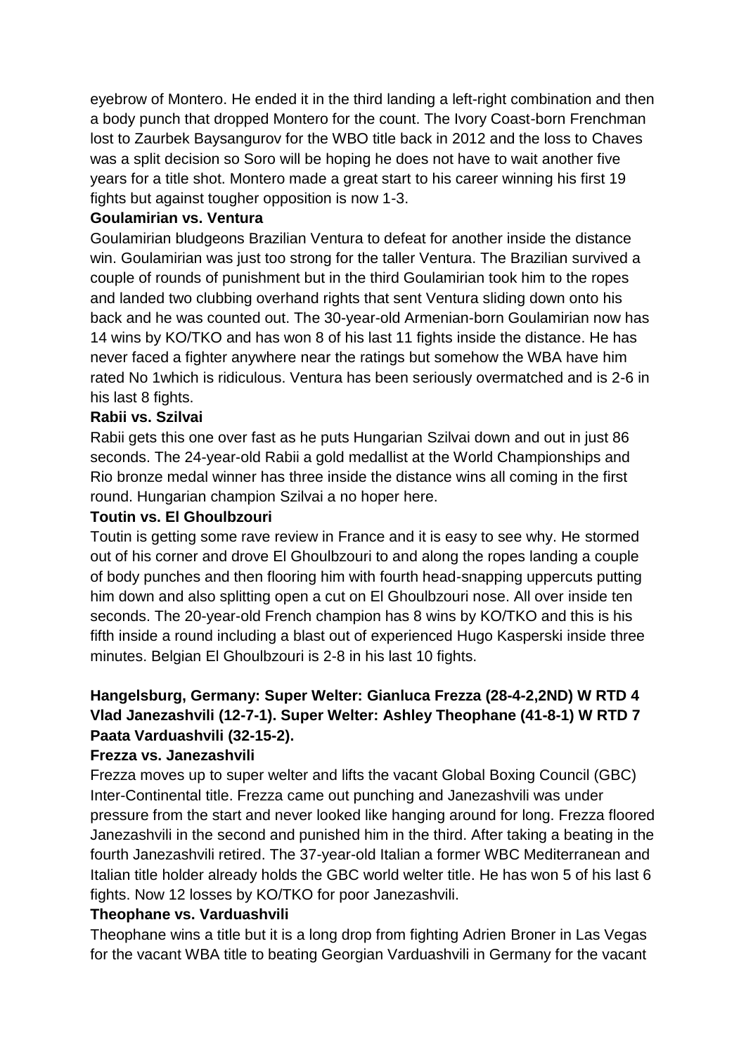eyebrow of Montero. He ended it in the third landing a left-right combination and then a body punch that dropped Montero for the count. The Ivory Coast-born Frenchman lost to Zaurbek Baysangurov for the WBO title back in 2012 and the loss to Chaves was a split decision so Soro will be hoping he does not have to wait another five years for a title shot. Montero made a great start to his career winning his first 19 fights but against tougher opposition is now 1-3.

**Goulamirian vs. Ventura**

Goulamirian bludgeons Brazilian Ventura to defeat for another inside the distance win. Goulamirian was just too strong for the taller Ventura. The Brazilian survived a couple of rounds of punishment but in the third Goulamirian took him to the ropes and landed two clubbing overhand rights that sent Ventura sliding down onto his back and he was counted out. The 30-year-old Armenian-born Goulamirian now has 14 wins by KO/TKO and has won 8 of his last 11 fights inside the distance. He has never faced a fighter anywhere near the ratings but somehow the WBA have him rated No 1which is ridiculous. Ventura has been seriously overmatched and is 2-6 in his last 8 fights.

**Rabii vs. Szilvai**

Rabii gets this one over fast as he puts Hungarian Szilvai down and out in just 86 seconds. The 24-year-old Rabii a gold medallist at the World Championships and Rio bronze medal winner has three inside the distance wins all coming in the first round. Hungarian champion Szilvai a no hoper here.

**Toutin vs. El Ghoulbzouri**

Toutin is getting some rave review in France and it is easy to see why. He stormed out of his corner and drove El Ghoulbzouri to and along the ropes landing a couple of body punches and then flooring him with fourth head-snapping uppercuts putting him down and also splitting open a cut on El Ghoulbzouri nose. All over inside ten seconds. The 20-year-old French champion has 8 wins by KO/TKO and this is his fifth inside a round including a blast out of experienced Hugo Kasperski inside three minutes. Belgian El Ghoulbzouri is 2-8 in his last 10 fights.

**Hangelsburg, Germany: Super Welter: Gianluca Frezza (28-4-2,2ND) W RTD 4 Vlad Janezashvili (12-7-1). Super Welter: Ashley Theophane (41-8-1) W RTD 7 Paata Varduashvili (32-15-2).**

**Frezza vs. Janezashvili**

Frezza moves up to super welter and lifts the vacant Global Boxing Council (GBC) Inter-Continental title. Frezza came out punching and Janezashvili was under pressure from the start and never looked like hanging around for long. Frezza floored Janezashvili in the second and punished him in the third. After taking a beating in the fourth Janezashvili retired. The 37-year-old Italian a former WBC Mediterranean and Italian title holder already holds the GBC world welter title. He has won 5 of his last 6 fights. Now 12 losses by KO/TKO for poor Janezashvili.

**Theophane vs. Varduashvili**

Theophane wins a title but it is a long drop from fighting Adrien Broner in Las Vegas for the vacant WBA title to beating Georgian Varduashvili in Germany for the vacant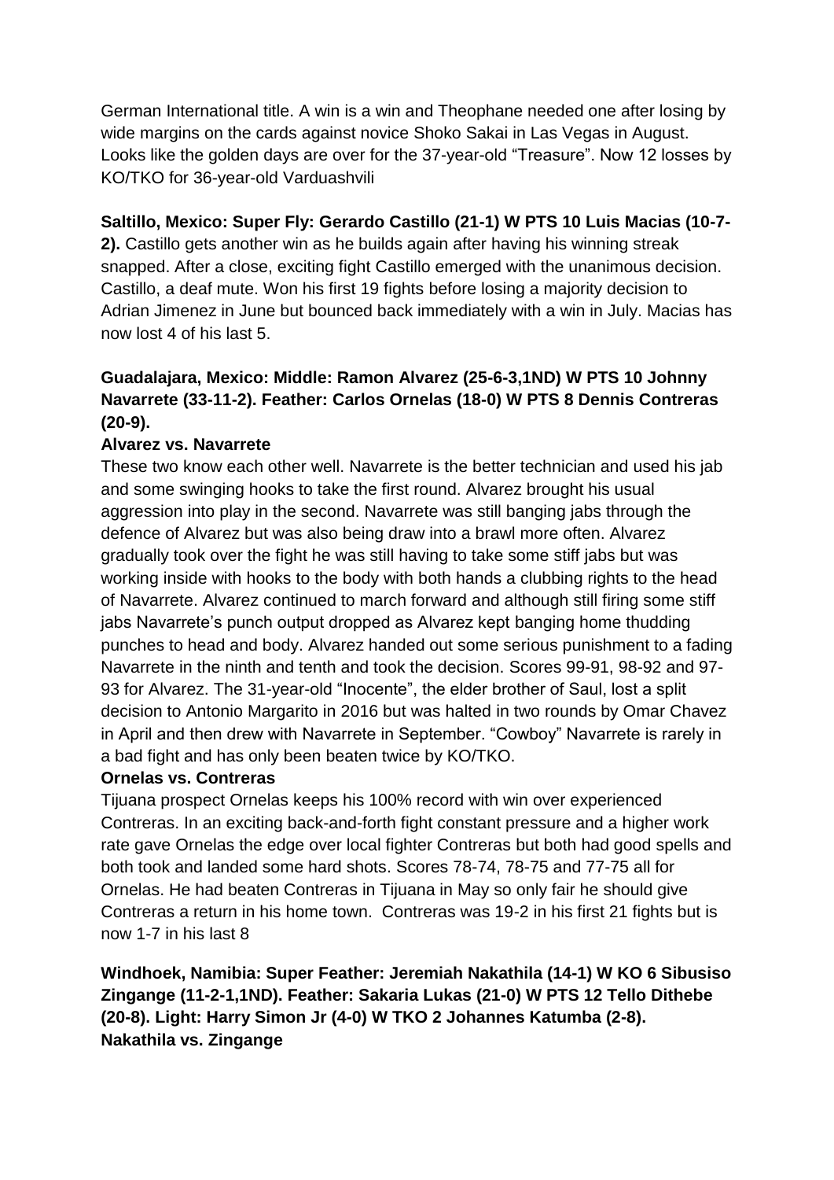German International title. A win is a win and Theophane needed one after losing by wide margins on the cards against novice Shoko Sakai in Las Vegas in August. Looks like the golden days are over for the 37-year-old "Treasure". Now 12 losses by KO/TKO for 36-year-old Varduashvili

**Saltillo, Mexico: Super Fly: Gerardo Castillo (21-1) W PTS 10 Luis Macias (10-7-2).** Castillo gets another win as he builds again after having his winning streak snapped. After a close, exciting fight Castillo emerged with the unanimous decision. Castillo, a deaf mute. Won his first 19 fights before losing a majority decision to Adrian Jimenez in June but bounced back immediately with a win in July. Macias has now lost 4 of his last 5.

**Guadalajara, Mexico: Middle: Ramon Alvarez (25-6-3,1ND) W PTS 10 Johnny Navarrete (33-11-2). Feather: Carlos Ornelas (18-0) W PTS 8 Dennis Contreras (20-9).**

**Alvarez vs. Navarrete**

These two know each other well. Navarrete is the better technician and used his jab and some swinging hooks to take the first round. Alvarez brought his usual aggression into play in the second. Navarrete was still banging jabs through the defence of Alvarez but was also being draw into a brawl more often. Alvarez gradually took over the fight he was still having to take some stiff jabs but was working inside with hooks to the body with both hands a clubbing rights to the head of Navarrete. Alvarez continued to march forward and although still firing some stiff jabs Navarrete's punch output dropped as Alvarez kept banging home thudding punches to head and body. Alvarez handed out some serious punishment to a fading Navarrete in the ninth and tenth and took the decision. Scores 99-91, 98-92 and 97-93 for Alvarez. The 31-year-old "Inocente", the elder brother of Saul, lost a split decision to Antonio Margarito in 2016 but was halted in two rounds by Omar Chavez in April and then drew with Navarrete in September. "Cowboy" Navarrete is rarely in a bad fight and has only been beaten twice by KO/TKO.

**Ornelas vs. Contreras**

Tijuana prospect Ornelas keeps his 100% record with win over experienced Contreras. In an exciting back-and-forth fight constant pressure and a higher work rate gave Ornelas the edge over local fighter Contreras but both had good spells and both took and landed some hard shots. Scores 78-74, 78-75 and 77-75 all for Ornelas. He had beaten Contreras in Tijuana in May so only fair he should give Contreras a return in his home town. Contreras was 19-2 in his first 21 fights but is now 1-7 in his last 8

**Windhoek, Namibia: Super Feather: Jeremiah Nakathila (14-1) W KO 6 Sibusiso Zingange (11-2-1,1ND). Feather: Sakaria Lukas (21-0) W PTS 12 Tello Dithebe (20-8). Light: Harry Simon Jr (4-0) W TKO 2 Johannes Katumba (2-8).**

**Nakathila vs. Zingange**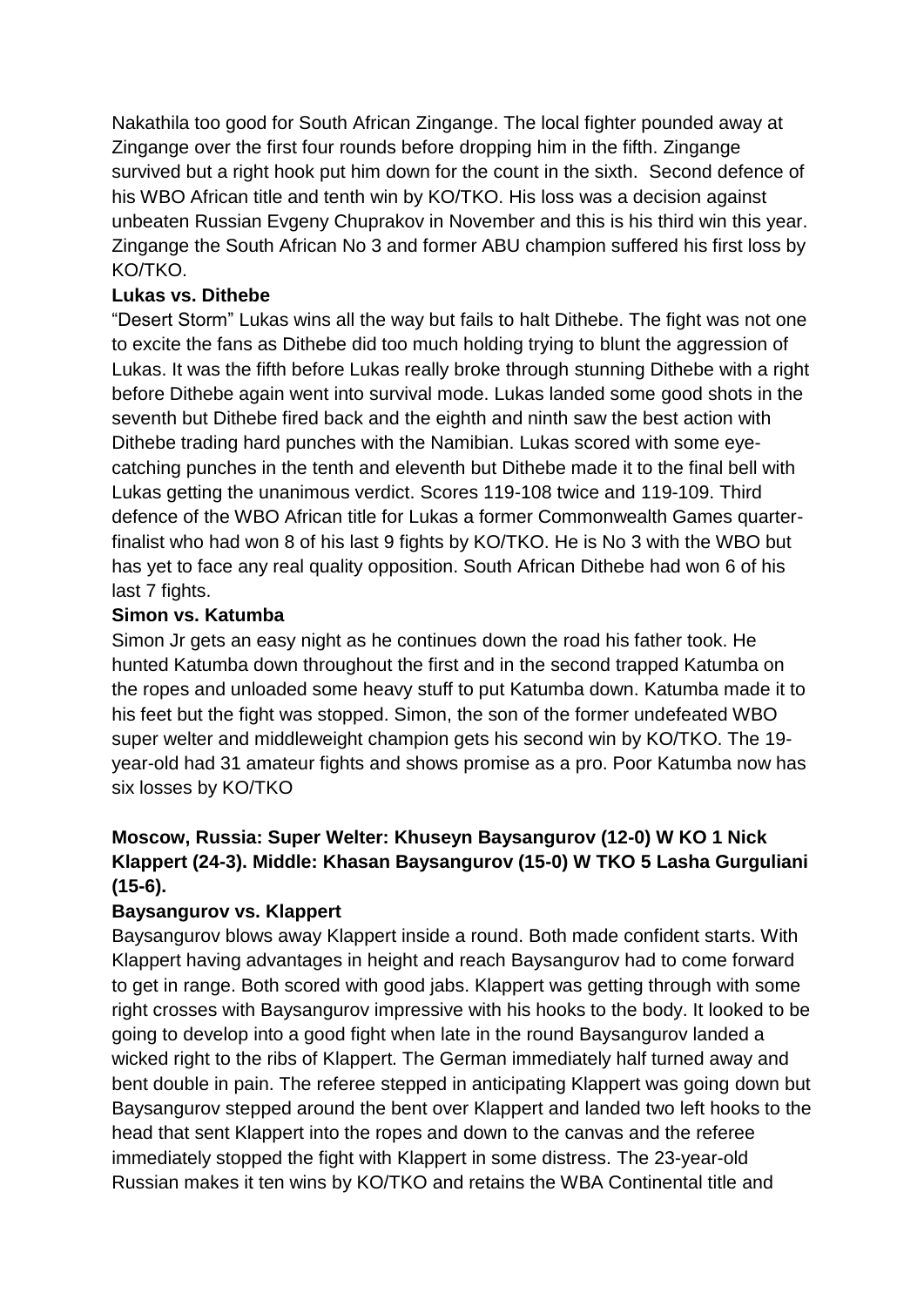Nakathila too good for South African Zingange. The local fighter pounded away at Zingange over the first four rounds before dropping him in the fifth. Zingange survived but a right hook put him down for the count in the sixth. Second defence of his WBO African title and tenth win by KO/TKO. His loss was a decision against unbeaten Russian Evgeny Chuprakov in November and this is his third win this year. Zingange the South African No 3 and former ABU champion suffered his first loss by KO/TKO.

**Lukas vs. Dithebe**

"Desert Storm" Lukas wins all the way but fails to halt Dithebe. The fight was not one to excite the fans as Dithebe did too much holding trying to blunt the aggression of Lukas. It was the fifth before Lukas really broke through stunning Dithebe with a right before Dithebe again went into survival mode. Lukas landed some good shots in the seventh but Dithebe fired back and the eighth and ninth saw the best action with Dithebe trading hard punches with the Namibian. Lukas scored with some eye-catching punches in the tenth and eleventh but Dithebe made it to the final bell with Lukas getting the unanimous verdict. Scores 119-108 twice and 119-109. Third defence of the WBO African title for Lukas a former Commonwealth Games quarter-finalist who had won 8 of his last 9 fights by KO/TKO. He is No 3 with the WBO but has yet to face any real quality opposition. South African Dithebe had won 6 of his last 7 fights.

**Simon vs. Katumba**

Simon Jr gets an easy night as he continues down the road his father took. He hunted Katumba down throughout the first and in the second trapped Katumba on the ropes and unloaded some heavy stuff to put Katumba down. Katumba made it to his feet but the fight was stopped. Simon, the son of the former undefeated WBO super welter and middleweight champion gets his second win by KO/TKO. The 19-year-old had 31 amateur fights and shows promise as a pro. Poor Katumba now has six losses by KO/TKO

**Moscow, Russia: Super Welter: Khuseyn Baysangurov (12-0) W KO 1 Nick Klappert (24-3). Middle: Khasan Baysangurov (15-0) W TKO 5 Lasha Gurguliani (15-6).**

**Baysangurov vs. Klappert**

Baysangurov blows away Klappert inside a round. Both made confident starts. With Klappert having advantages in height and reach Baysangurov had to come forward to get in range. Both scored with good jabs. Klappert was getting through with some right crosses with Baysangurov impressive with his hooks to the body. It looked to be going to develop into a good fight when late in the round Baysangurov landed a wicked right to the ribs of Klappert. The German immediately half turned away and bent double in pain. The referee stepped in anticipating Klappert was going down but Baysangurov stepped around the bent over Klappert and landed two left hooks to the head that sent Klappert into the ropes and down to the canvas and the referee immediately stopped the fight with Klappert in some distress. The 23-year-old Russian makes it ten wins by KO/TKO and retains the WBA Continental title and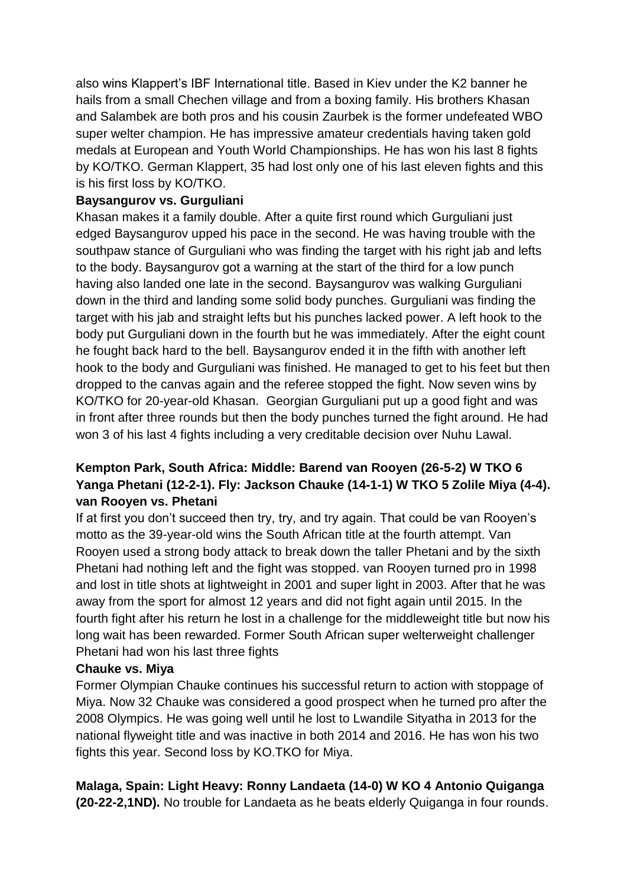also wins Klappert's IBF International title. Based in Kiev under the K2 banner he hails from a small Chechen village and from a boxing family. His brothers Khasan and Salambek are both pros and his cousin Zaurbek is the former undefeated WBO super welter champion. He has impressive amateur credentials having taken gold medals at European and Youth World Championships. He has won his last 8 fights by KO/TKO. German Klappert, 35 had lost only one of his last eleven fights and this is his first loss by KO/TKO.

**Baysangurov vs. Gurguliani**

Khasan makes it a family double. After a quite first round which Gurguliani just edged Baysangurov upped his pace in the second. He was having trouble with the southpaw stance of Gurguliani who was finding the target with his right jab and lefts to the body. Baysangurov got a warning at the start of the third for a low punch having also landed one late in the second. Baysangurov was walking Gurguliani down in the third and landing some solid body punches. Gurguliani was finding the target with his jab and straight lefts but his punches lacked power. A left hook to the body put Gurguliani down in the fourth but he was immediately. After the eight count he fought back hard to the bell. Baysangurov ended it in the fifth with another left hook to the body and Gurguliani was finished. He managed to get to his feet but then dropped to the canvas again and the referee stopped the fight. Now seven wins by KO/TKO for 20-year-old Khasan. Georgian Gurguliani put up a good fight and was in front after three rounds but then the body punches turned the fight around. He had won 3 of his last 4 fights including a very creditable decision over Nuhu Lawal.

**Kempton Park, South Africa: Middle: Barend van Rooyen (26-5-2) W TKO 6 Yanga Phetani (12-2-1). Fly: Jackson Chauke (14-1-1) W TKO 5 Zolile Miya (4-4).**

**van Rooyen vs. Phetani**

If at first you don't succeed then try, try, and try again. That could be van Rooyen's motto as the 39-year-old wins the South African title at the fourth attempt. Van Rooyen used a strong body attack to break down the taller Phetani and by the sixth Phetani had nothing left and the fight was stopped. van Rooyen turned pro in 1998 and lost in title shots at lightweight in 2001 and super light in 2003. After that he was away from the sport for almost 12 years and did not fight again until 2015. In the fourth fight after his return he lost in a challenge for the middleweight title but now his long wait has been rewarded. Former South African super welterweight challenger Phetani had won his last three fights

**Chauke vs. Miya**

Former Olympian Chauke continues his successful return to action with stoppage of Miya. Now 32 Chauke was considered a good prospect when he turned pro after the 2008 Olympics. He was going well until he lost to Lwandile Sityatha in 2013 for the national flyweight title and was inactive in both 2014 and 2016. He has won his two fights this year. Second loss by KO.TKO for Miya.

**Malaga, Spain: Light Heavy: Ronny Landaeta (14-0) W KO 4 Antonio Quiganga (20-22-2,1ND).** No trouble for Landaeta as he beats elderly Quiganga in four rounds.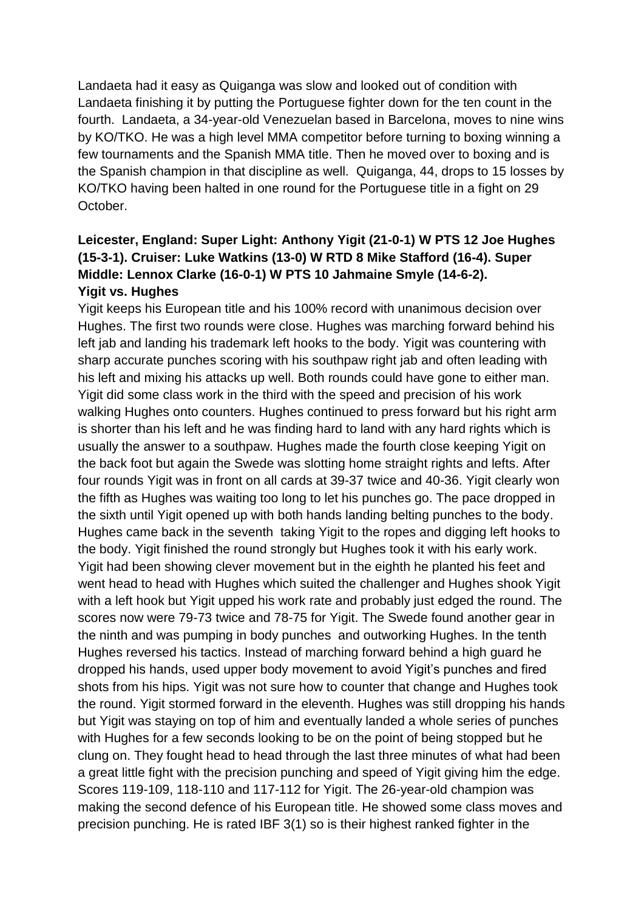Landaeta had it easy as Quiganga was slow and looked out of condition with Landaeta finishing it by putting the Portuguese fighter down for the ten count in the fourth. Landaeta, a 34-year-old Venezuelan based in Barcelona, moves to nine wins by KO/TKO. He was a high level MMA competitor before turning to boxing winning a few tournaments and the Spanish MMA title. Then he moved over to boxing and is the Spanish champion in that discipline as well. Quiganga, 44, drops to 15 losses by KO/TKO having been halted in one round for the Portuguese title in a fight on 29 October.

**Leicester, England: Super Light: Anthony Yigit (21-0-1) W PTS 12 Joe Hughes (15-3-1). Cruiser: Luke Watkins (13-0) W RTD 8 Mike Stafford (16-4). Super Middle: Lennox Clarke (16-0-1) W PTS 10 Jahmaine Smyle (14-6-2).**

**Yigit vs. Hughes**

Yigit keeps his European title and his 100% record with unanimous decision over Hughes. The first two rounds were close. Hughes was marching forward behind his left jab and landing his trademark left hooks to the body. Yigit was countering with sharp accurate punches scoring with his southpaw right jab and often leading with his left and mixing his attacks up well. Both rounds could have gone to either man. Yigit did some class work in the third with the speed and precision of his work walking Hughes onto counters. Hughes continued to press forward but his right arm is shorter than his left and he was finding hard to land with any hard rights which is usually the answer to a southpaw. Hughes made the fourth close keeping Yigit on the back foot but again the Swede was slotting home straight rights and lefts. After four rounds Yigit was in front on all cards at 39-37 twice and 40-36. Yigit clearly won the fifth as Hughes was waiting too long to let his punches go. The pace dropped in the sixth until Yigit opened up with both hands landing belting punches to the body. Hughes came back in the seventh taking Yigit to the ropes and digging left hooks to the body. Yigit finished the round strongly but Hughes took it with his early work. Yigit had been showing clever movement but in the eighth he planted his feet and went head to head with Hughes which suited the challenger and Hughes shook Yigit with a left hook but Yigit upped his work rate and probably just edged the round. The scores now were 79-73 twice and 78-75 for Yigit. The Swede found another gear in the ninth and was pumping in body punches and outworking Hughes. In the tenth Hughes reversed his tactics. Instead of marching forward behind a high guard he dropped his hands, used upper body movement to avoid Yigit's punches and fired shots from his hips. Yigit was not sure how to counter that change and Hughes took the round. Yigit stormed forward in the eleventh. Hughes was still dropping his hands but Yigit was staying on top of him and eventually landed a whole series of punches with Hughes for a few seconds looking to be on the point of being stopped but he clung on. They fought head to head through the last three minutes of what had been a great little fight with the precision punching and speed of Yigit giving him the edge. Scores 119-109, 118-110 and 117-112 for Yigit. The 26-year-old champion was making the second defence of his European title. He showed some class moves and precision punching. He is rated IBF 3(1) so is their highest ranked fighter in the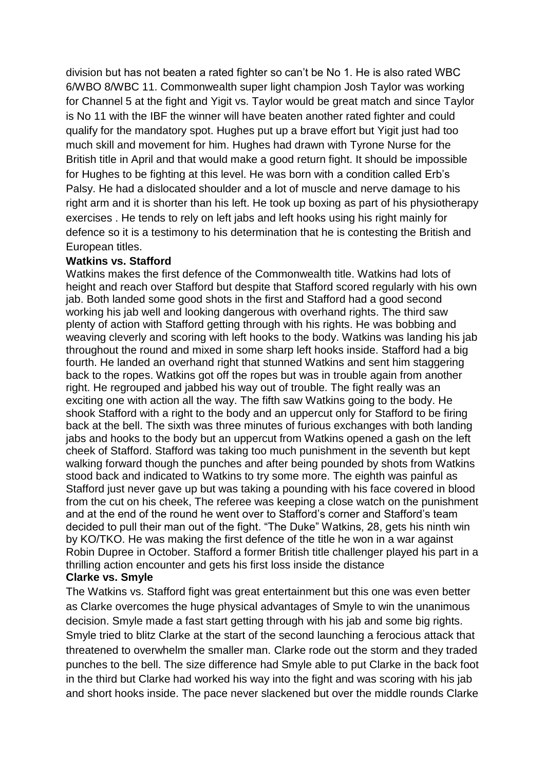division but has not beaten a rated fighter so can't be No 1. He is also rated WBC 6/WBO 8/WBC 11. Commonwealth super light champion Josh Taylor was working for Channel 5 at the fight and Yigit vs. Taylor would be great match and since Taylor is No 11 with the IBF the winner will have beaten another rated fighter and could qualify for the mandatory spot. Hughes put up a brave effort but Yigit just had too much skill and movement for him. Hughes had drawn with Tyrone Nurse for the British title in April and that would make a good return fight. It should be impossible for Hughes to be fighting at this level. He was born with a condition called Erb's Palsy. He had a dislocated shoulder and a lot of muscle and nerve damage to his right arm and it is shorter than his left. He took up boxing as part of his physiotherapy exercises . He tends to rely on left jabs and left hooks using his right mainly for defence so it is a testimony to his determination that he is contesting the British and European titles.

**Watkins vs. Stafford**

Watkins makes the first defence of the Commonwealth title. Watkins had lots of height and reach over Stafford but despite that Stafford scored regularly with his own jab. Both landed some good shots in the first and Stafford had a good second working his jab well and looking dangerous with overhand rights. The third saw plenty of action with Stafford getting through with his rights. He was bobbing and weaving cleverly and scoring with left hooks to the body. Watkins was landing his jab throughout the round and mixed in some sharp left hooks inside. Stafford had a big fourth. He landed an overhand right that stunned Watkins and sent him staggering back to the ropes. Watkins got off the ropes but was in trouble again from another right. He regrouped and jabbed his way out of trouble. The fight really was an exciting one with action all the way. The fifth saw Watkins going to the body. He shook Stafford with a right to the body and an uppercut only for Stafford to be firing back at the bell. The sixth was three minutes of furious exchanges with both landing jabs and hooks to the body but an uppercut from Watkins opened a gash on the left cheek of Stafford. Stafford was taking too much punishment in the seventh but kept walking forward though the punches and after being pounded by shots from Watkins stood back and indicated to Watkins to try some more. The eighth was painful as Stafford just never gave up but was taking a pounding with his face covered in blood from the cut on his cheek, The referee was keeping a close watch on the punishment and at the end of the round he went over to Stafford's corner and Stafford's team decided to pull their man out of the fight. "The Duke" Watkins, 28, gets his ninth win by KO/TKO. He was making the first defence of the title he won in a war against Robin Dupree in October. Stafford a former British title challenger played his part in a thrilling action encounter and gets his first loss inside the distance

**Clarke vs. Smyle**

The Watkins vs. Stafford fight was great entertainment but this one was even better as Clarke overcomes the huge physical advantages of Smyle to win the unanimous decision. Smyle made a fast start getting through with his jab and some big rights. Smyle tried to blitz Clarke at the start of the second launching a ferocious attack that threatened to overwhelm the smaller man. Clarke rode out the storm and they traded punches to the bell. The size difference had Smyle able to put Clarke in the back foot in the third but Clarke had worked his way into the fight and was scoring with his jab and short hooks inside. The pace never slackened but over the middle rounds Clarke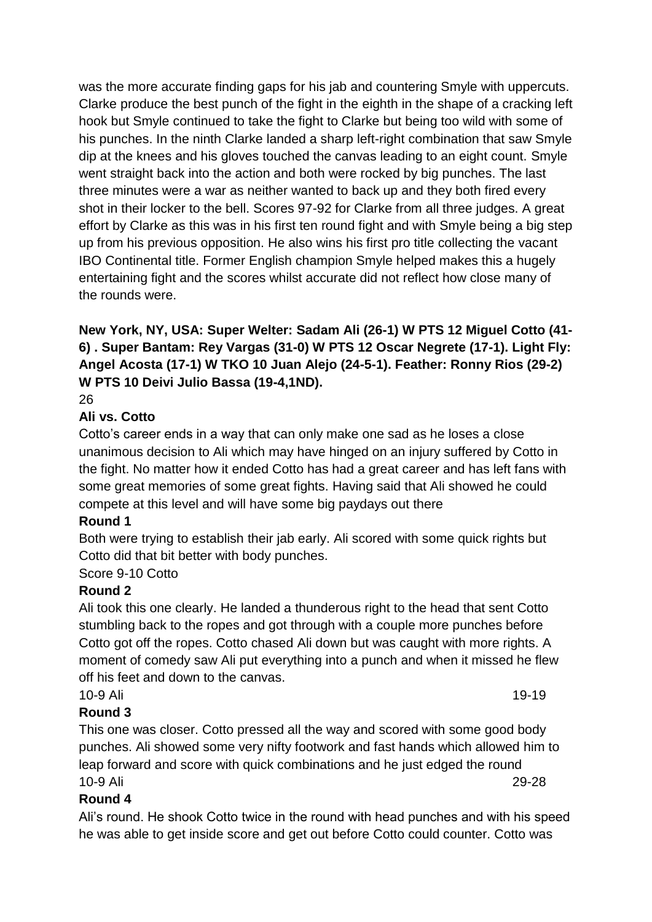was the more accurate finding gaps for his jab and countering Smyle with uppercuts. Clarke produce the best punch of the fight in the eighth in the shape of a cracking left hook but Smyle continued to take the fight to Clarke but being too wild with some of his punches. In the ninth Clarke landed a sharp left-right combination that saw Smyle dip at the knees and his gloves touched the canvas leading to an eight count. Smyle went straight back into the action and both were rocked by big punches. The last three minutes were a war as neither wanted to back up and they both fired every shot in their locker to the bell. Scores 97-92 for Clarke from all three judges. A great effort by Clarke as this was in his first ten round fight and with Smyle being a big step up from his previous opposition. He also wins his first pro title collecting the vacant IBO Continental title. Former English champion Smyle helped makes this a hugely entertaining fight and the scores whilst accurate did not reflect how close many of the rounds were.

**New York, NY, USA: Super Welter: Sadam Ali (26-1) W PTS 12 Miguel Cotto (41-6) . Super Bantam: Rey Vargas (31-0) W PTS 12 Oscar Negrete (17-1). Light Fly: Angel Acosta (17-1) W TKO 10 Juan Alejo (24-5-1). Feather: Ronny Rios (29-2) W PTS 10 Deivi Julio Bassa (19-4,1ND).**

26

**Ali vs. Cotto**

Cotto's career ends in a way that can only make one sad as he loses a close unanimous decision to Ali which may have hinged on an injury suffered by Cotto in the fight. No matter how it ended Cotto has had a great career and has left fans with some great memories of some great fights. Having said that Ali showed he could compete at this level and will have some big paydays out there

**Round 1**

Both were trying to establish their jab early. Ali scored with some quick rights but Cotto did that bit better with body punches.

Score 9-10 Cotto

**Round 2**

Ali took this one clearly. He landed a thunderous right to the head that sent Cotto stumbling back to the ropes and got through with a couple more punches before Cotto got off the ropes. Cotto chased Ali down but was caught with more rights. A moment of comedy saw Ali put everything into a punch and when it missed he flew off his feet and down to the canvas.

10-9 Ali 19-19

**Round 3**

This one was closer. Cotto pressed all the way and scored with some good body punches. Ali showed some very nifty footwork and fast hands which allowed him to leap forward and score with quick combinations and he just edged the round

10-9 Ali 29-28

**Round 4**

Ali's round. He shook Cotto twice in the round with head punches and with his speed he was able to get inside score and get out before Cotto could counter. Cotto was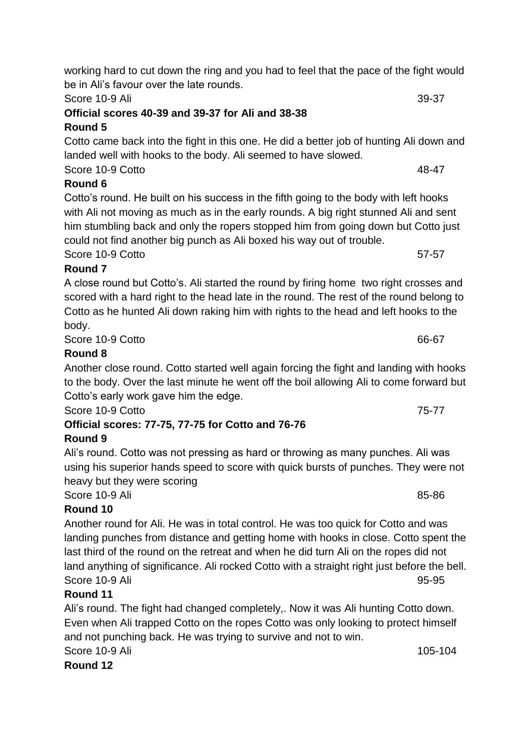working hard to cut down the ring and you had to feel that the pace of the fight would be in Ali's favour over the late rounds.

Score 10-9 Ali 39-37

**Official scores 40-39 and 39-37 for Ali and 38-38**

**Round 5**

Cotto came back into the fight in this one. He did a better job of hunting Ali down and landed well with hooks to the body. Ali seemed to have slowed.

Score 10-9 Cotto 48-47

**Round 6**

Cotto's round. He built on his success in the fifth going to the body with left hooks with Ali not moving as much as in the early rounds. A big right stunned Ali and sent him stumbling back and only the ropers stopped him from going down but Cotto just could not find another big punch as Ali boxed his way out of trouble.

Score 10-9 Cotto 57-57

**Round 7**

A close round but Cotto's. Ali started the round by firing home two right crosses and scored with a hard right to the head late in the round. The rest of the round belong to Cotto as he hunted Ali down raking him with rights to the head and left hooks to the body.

Score 10-9 Cotto 66-67

**Round 8**

Another close round. Cotto started well again forcing the fight and landing with hooks to the body. Over the last minute he went off the boil allowing Ali to come forward but Cotto's early work gave him the edge.

Score 10-9 Cotto 75-77

**Official scores: 77-75, 77-75 for Cotto and 76-76**

**Round 9**

Ali's round. Cotto was not pressing as hard or throwing as many punches. Ali was using his superior hands speed to score with quick bursts of punches. They were not heavy but they were scoring

Score 10-9 Ali 85-86

**Round 10**

Another round for Ali. He was in total control. He was too quick for Cotto and was landing punches from distance and getting home with hooks in close. Cotto spent the last third of the round on the retreat and when he did turn Ali on the ropes did not land anything of significance. Ali rocked Cotto with a straight right just before the bell.

Score 10-9 Ali 95-95

**Round 11**

Ali's round. The fight had changed completely,. Now it was Ali hunting Cotto down. Even when Ali trapped Cotto on the ropes Cotto was only looking to protect himself and not punching back. He was trying to survive and not to win.

Score 10-9 Ali 105-104

**Round 12**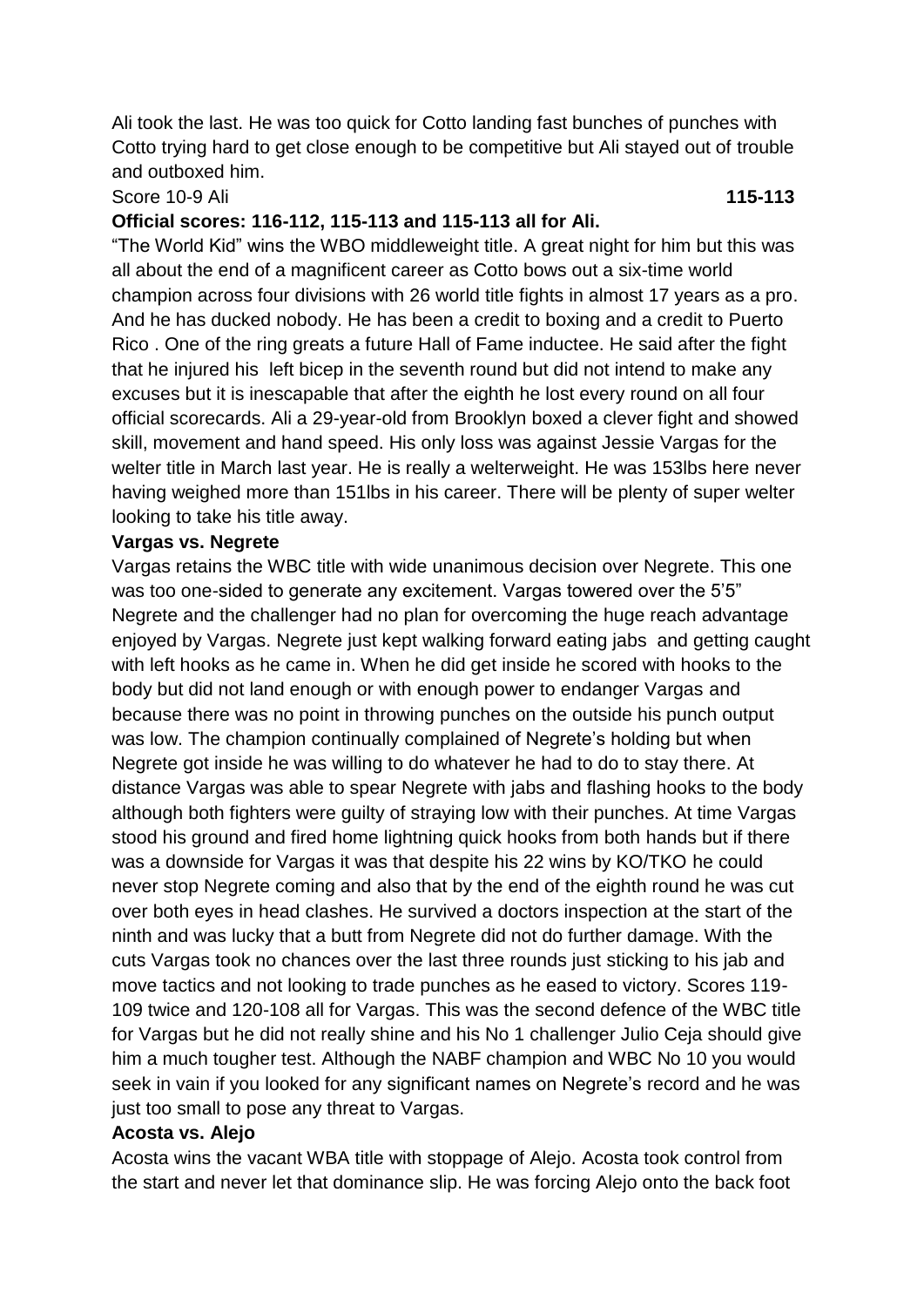Ali took the last. He was too quick for Cotto landing fast bunches of punches with Cotto trying hard to get close enough to be competitive but Ali stayed out of trouble and outboxed him.

Score 10-9 Ali **115-113**

**Official scores: 116-112, 115-113 and 115-113 all for Ali.**

"The World Kid" wins the WBO middleweight title. A great night for him but this was all about the end of a magnificent career as Cotto bows out a six-time world champion across four divisions with 26 world title fights in almost 17 years as a pro. And he has ducked nobody. He has been a credit to boxing and a credit to Puerto Rico . One of the ring greats a future Hall of Fame inductee. He said after the fight that he injured his left bicep in the seventh round but did not intend to make any excuses but it is inescapable that after the eighth he lost every round on all four official scorecards. Ali a 29-year-old from Brooklyn boxed a clever fight and showed skill, movement and hand speed. His only loss was against Jessie Vargas for the welter title in March last year. He is really a welterweight. He was 153lbs here never having weighed more than 151lbs in his career. There will be plenty of super welter looking to take his title away.

**Vargas vs. Negrete**

Vargas retains the WBC title with wide unanimous decision over Negrete. This one was too one-sided to generate any excitement. Vargas towered over the 5'5" Negrete and the challenger had no plan for overcoming the huge reach advantage enjoyed by Vargas. Negrete just kept walking forward eating jabs and getting caught with left hooks as he came in. When he did get inside he scored with hooks to the body but did not land enough or with enough power to endanger Vargas and because there was no point in throwing punches on the outside his punch output was low. The champion continually complained of Negrete's holding but when Negrete got inside he was willing to do whatever he had to do to stay there. At distance Vargas was able to spear Negrete with jabs and flashing hooks to the body although both fighters were guilty of straying low with their punches. At time Vargas stood his ground and fired home lightning quick hooks from both hands but if there was a downside for Vargas it was that despite his 22 wins by KO/TKO he could never stop Negrete coming and also that by the end of the eighth round he was cut over both eyes in head clashes. He survived a doctors inspection at the start of the ninth and was lucky that a butt from Negrete did not do further damage. With the cuts Vargas took no chances over the last three rounds just sticking to his jab and move tactics and not looking to trade punches as he eased to victory. Scores 119-109 twice and 120-108 all for Vargas. This was the second defence of the WBC title for Vargas but he did not really shine and his No 1 challenger Julio Ceja should give him a much tougher test. Although the NABF champion and WBC No 10 you would seek in vain if you looked for any significant names on Negrete's record and he was just too small to pose any threat to Vargas.

**Acosta vs. Alejo**

Acosta wins the vacant WBA title with stoppage of Alejo. Acosta took control from the start and never let that dominance slip. He was forcing Alejo onto the back foot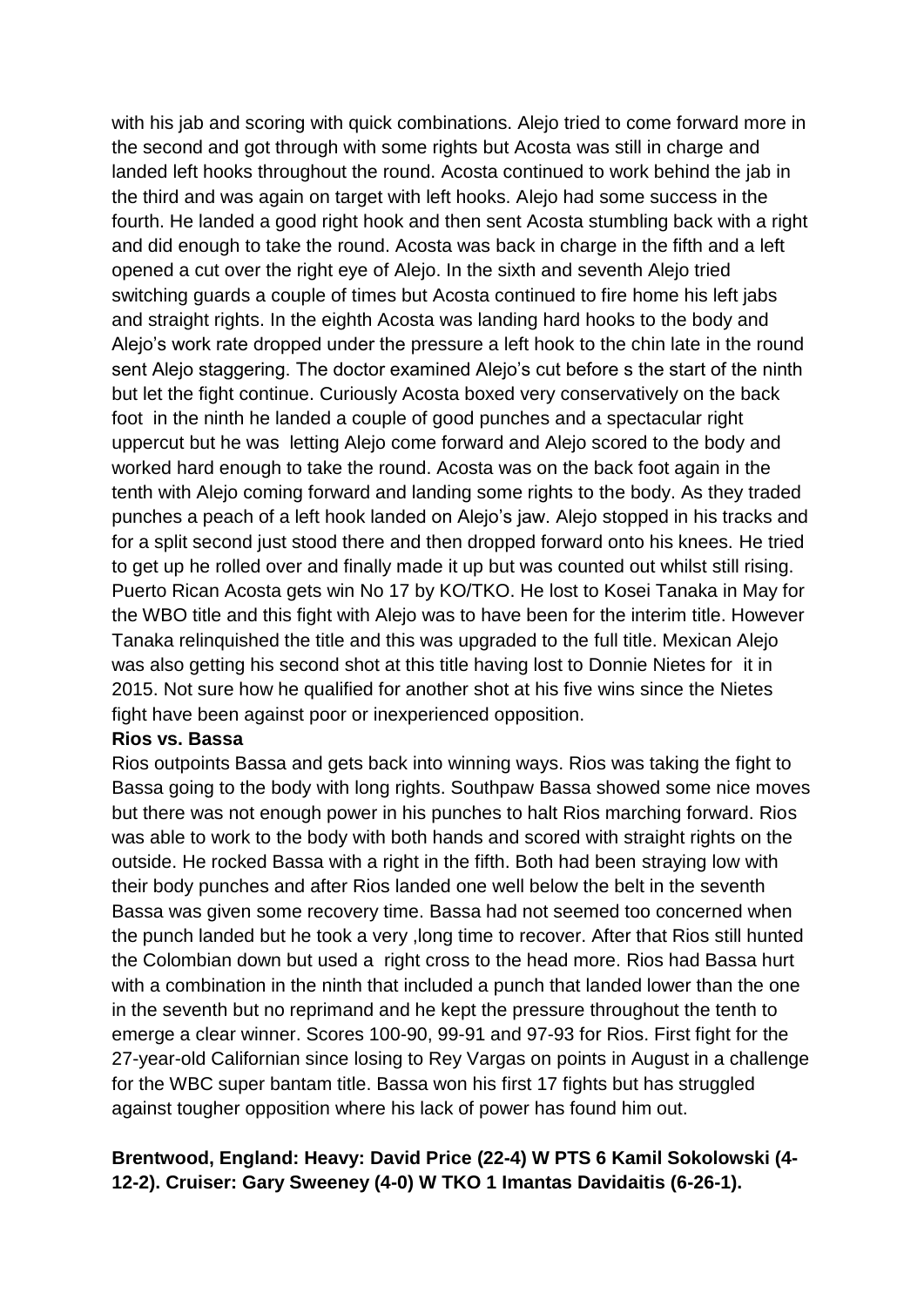with his jab and scoring with quick combinations. Alejo tried to come forward more in the second and got through with some rights but Acosta was still in charge and landed left hooks throughout the round. Acosta continued to work behind the jab in the third and was again on target with left hooks. Alejo had some success in the fourth. He landed a good right hook and then sent Acosta stumbling back with a right and did enough to take the round. Acosta was back in charge in the fifth and a left opened a cut over the right eye of Alejo. In the sixth and seventh Alejo tried switching guards a couple of times but Acosta continued to fire home his left jabs and straight rights. In the eighth Acosta was landing hard hooks to the body and Alejo's work rate dropped under the pressure a left hook to the chin late in the round sent Alejo staggering. The doctor examined Alejo's cut before s the start of the ninth but let the fight continue. Curiously Acosta boxed very conservatively on the back foot in the ninth he landed a couple of good punches and a spectacular right uppercut but he was letting Alejo come forward and Alejo scored to the body and worked hard enough to take the round. Acosta was on the back foot again in the tenth with Alejo coming forward and landing some rights to the body. As they traded punches a peach of a left hook landed on Alejo's jaw. Alejo stopped in his tracks and for a split second just stood there and then dropped forward onto his knees. He tried to get up he rolled over and finally made it up but was counted out whilst still rising. Puerto Rican Acosta gets win No 17 by KO/TKO. He lost to Kosei Tanaka in May for the WBO title and this fight with Alejo was to have been for the interim title. However Tanaka relinquished the title and this was upgraded to the full title. Mexican Alejo was also getting his second shot at this title having lost to Donnie Nietes for it in 2015. Not sure how he qualified for another shot at his five wins since the Nietes fight have been against poor or inexperienced opposition.

**Rios vs. Bassa**

Rios outpoints Bassa and gets back into winning ways. Rios was taking the fight to Bassa going to the body with long rights. Southpaw Bassa showed some nice moves but there was not enough power in his punches to halt Rios marching forward. Rios was able to work to the body with both hands and scored with straight rights on the outside. He rocked Bassa with a right in the fifth. Both had been straying low with their body punches and after Rios landed one well below the belt in the seventh Bassa was given some recovery time. Bassa had not seemed too concerned when the punch landed but he took a very ,long time to recover. After that Rios still hunted the Colombian down but used a right cross to the head more. Rios had Bassa hurt with a combination in the ninth that included a punch that landed lower than the one in the seventh but no reprimand and he kept the pressure throughout the tenth to emerge a clear winner. Scores 100-90, 99-91 and 97-93 for Rios. First fight for the 27-year-old Californian since losing to Rey Vargas on points in August in a challenge for the WBC super bantam title. Bassa won his first 17 fights but has struggled against tougher opposition where his lack of power has found him out.

**Brentwood, England: Heavy: David Price (22-4) W PTS 6 Kamil Sokolowski (4-12-2). Cruiser: Gary Sweeney (4-0) W TKO 1 Imantas Davidaitis (6-26-1).**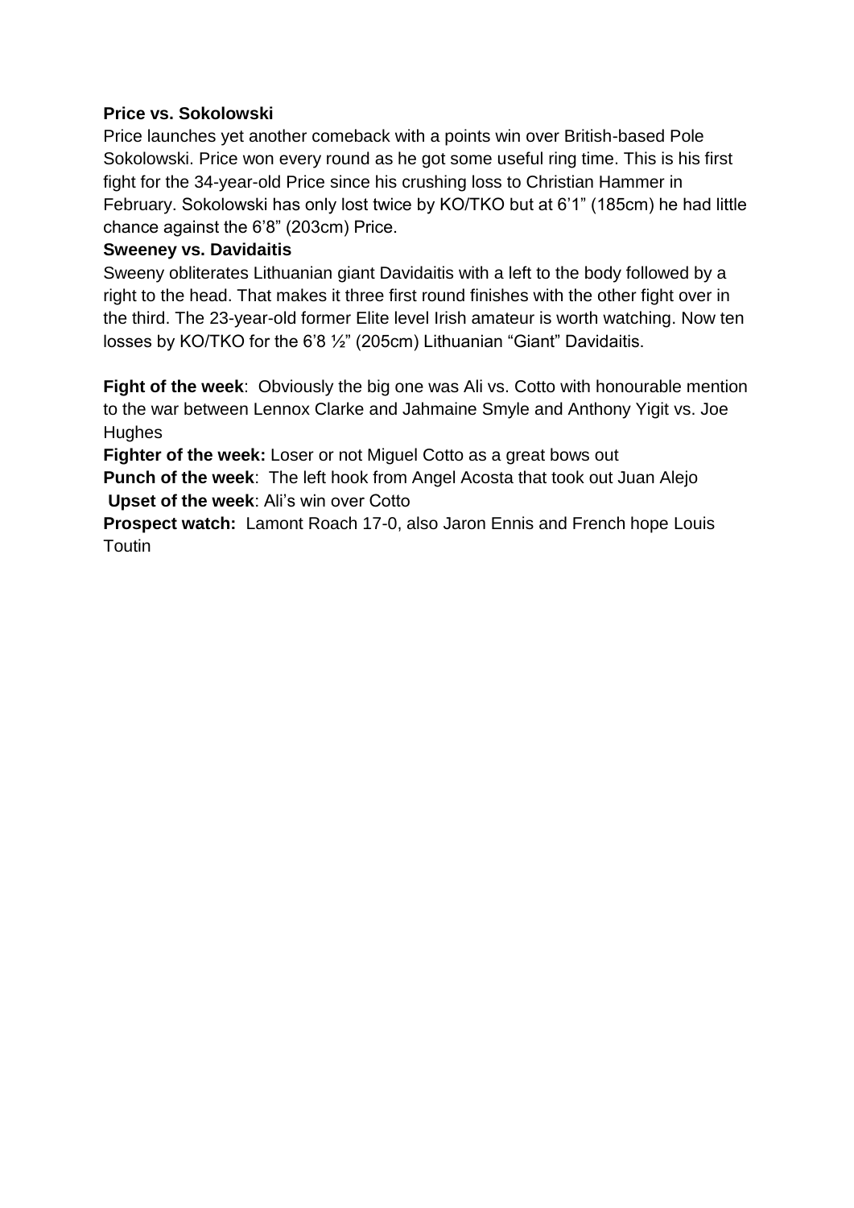**Price vs. Sokolowski**

Price launches yet another comeback with a points win over British-based Pole Sokolowski. Price won every round as he got some useful ring time. This is his first fight for the 34-year-old Price since his crushing loss to Christian Hammer in February. Sokolowski has only lost twice by KO/TKO but at 6'1" (185cm) he had little chance against the 6'8" (203cm) Price.

**Sweeney vs. Davidaitis**

Sweeny obliterates Lithuanian giant Davidaitis with a left to the body followed by a right to the head. That makes it three first round finishes with the other fight over in the third. The 23-year-old former Elite level Irish amateur is worth watching. Now ten losses by KO/TKO for the 6'8 ½" (205cm) Lithuanian "Giant" Davidaitis.

**Fight of the week**: Obviously the big one was Ali vs. Cotto with honourable mention to the war between Lennox Clarke and Jahmaine Smyle and Anthony Yigit vs. Joe Hughes

**Fighter of the week:** Loser or not Miguel Cotto as a great bows out

**Punch of the week**: The left hook from Angel Acosta that took out Juan Alejo

**Upset of the week**: Ali's win over Cotto

**Prospect watch:** Lamont Roach 17-0, also Jaron Ennis and French hope Louis Toutin